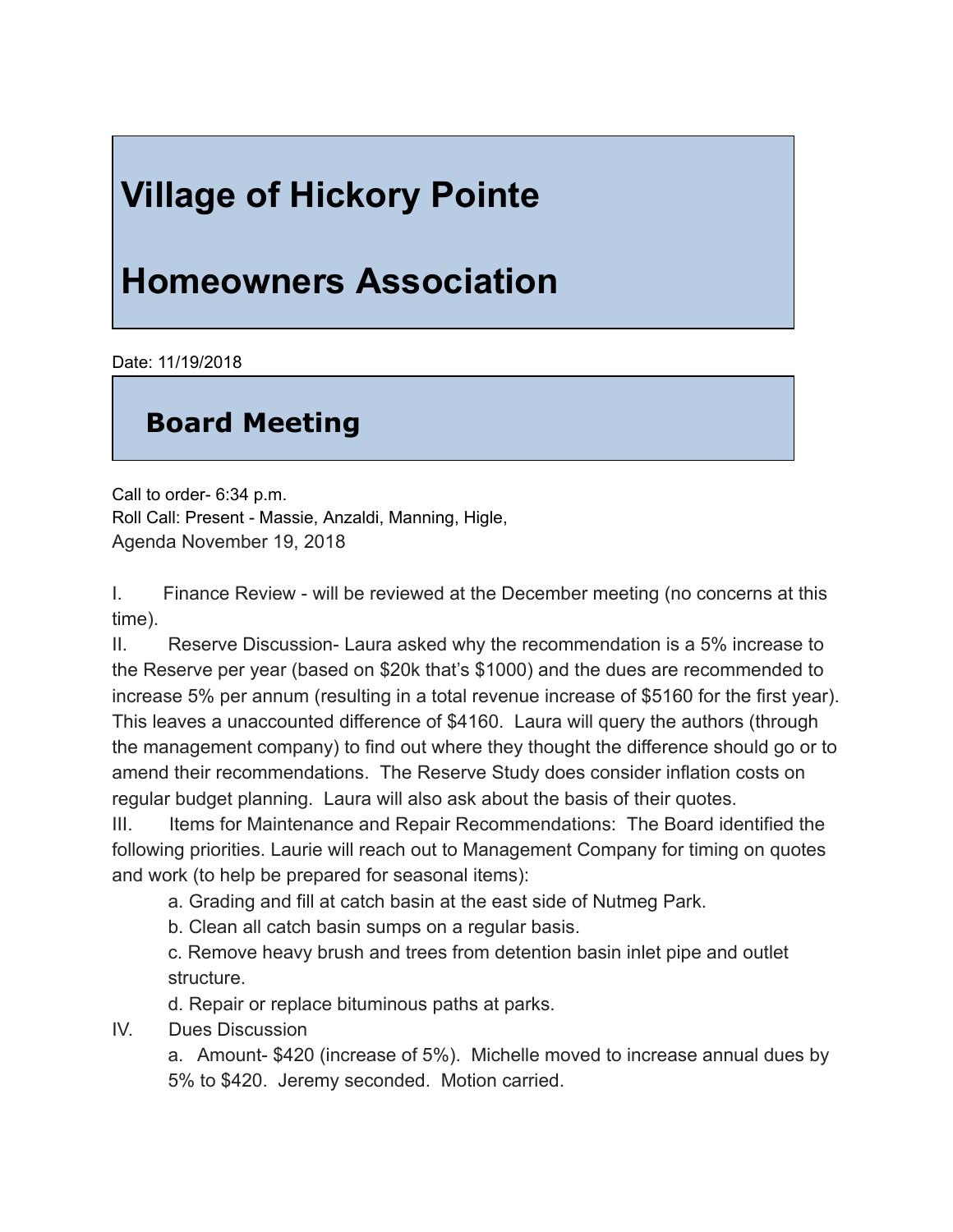# Village of Hickory Pointe

# Homeowners Association

Date: 11/19/2018

## Board Meeting

Call to order- 6:34 p.m.
Roll Call: Present - Massie, Anzaldi, Manning, Higle,
Agenda November 19, 2018

I. Finance Review - will be reviewed at the December meeting (no concerns at this time).

II. Reserve Discussion- Laura asked why the recommendation is a 5% increase to the Reserve per year (based on $20k that's $1000) and the dues are recommended to increase 5% per annum (resulting in a total revenue increase of $5160 for the first year). This leaves a unaccounted difference of $4160. Laura will query the authors (through the management company) to find out where they thought the difference should go or to amend their recommendations. The Reserve Study does consider inflation costs on regular budget planning. Laura will also ask about the basis of their quotes.

III. Items for Maintenance and Repair Recommendations: The Board identified the following priorities. Laurie will reach out to Management Company for timing on quotes and work (to help be prepared for seasonal items):

  a. Grading and fill at catch basin at the east side of Nutmeg Park.
  b. Clean all catch basin sumps on a regular basis.
  c. Remove heavy brush and trees from detention basin inlet pipe and outlet structure.
  d. Repair or replace bituminous paths at parks.

IV. Dues Discussion

  a. Amount- $420 (increase of 5%). Michelle moved to increase annual dues by 5% to $420. Jeremy seconded. Motion carried.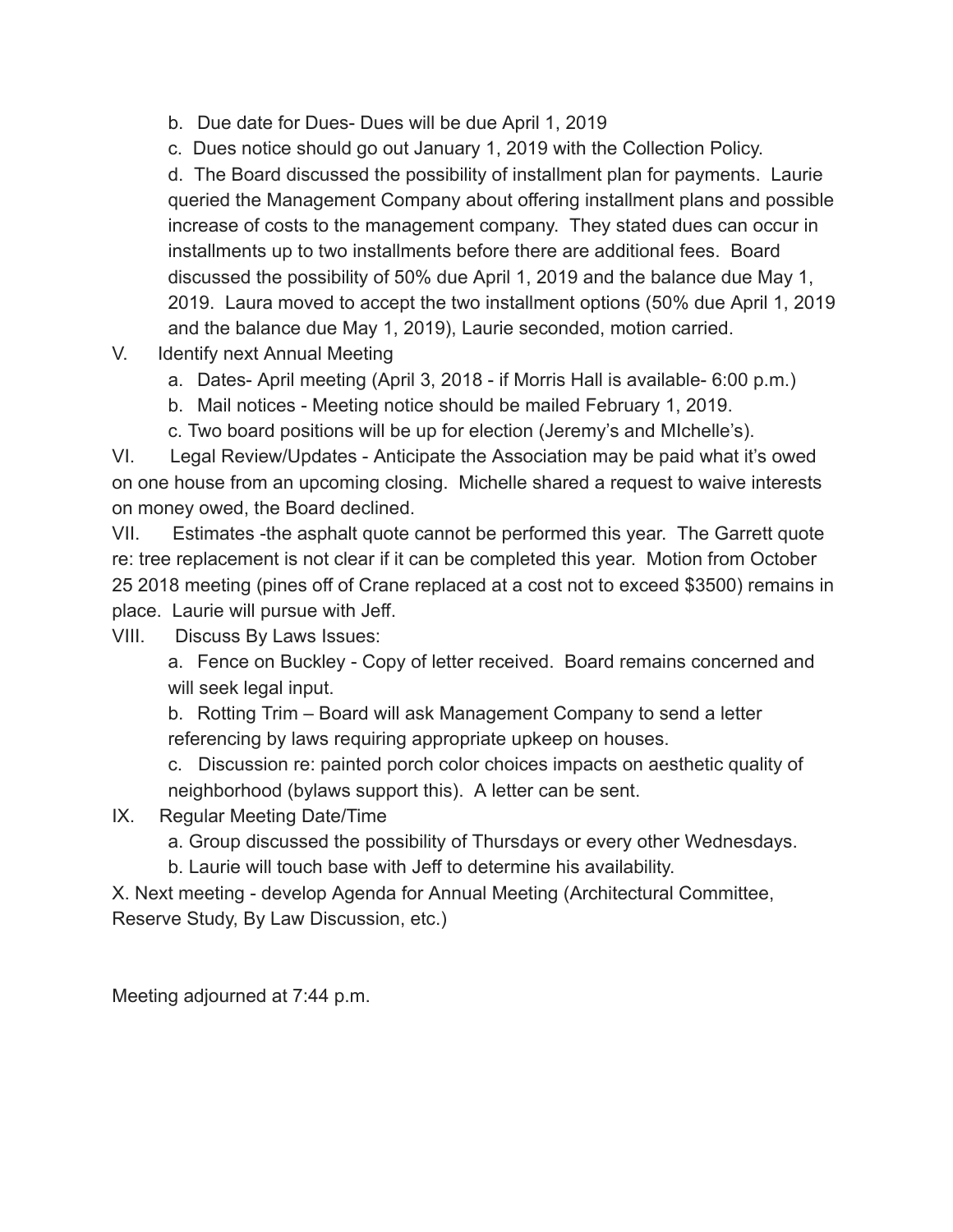b. Due date for Dues- Dues will be due April 1, 2019

c. Dues notice should go out January 1, 2019 with the Collection Policy.

d. The Board discussed the possibility of installment plan for payments. Laurie queried the Management Company about offering installment plans and possible increase of costs to the management company. They stated dues can occur in installments up to two installments before there are additional fees. Board discussed the possibility of 50% due April 1, 2019 and the balance due May 1, 2019. Laura moved to accept the two installment options (50% due April 1, 2019 and the balance due May 1, 2019), Laurie seconded, motion carried.

V. Identify next Annual Meeting

a. Dates- April meeting (April 3, 2018 - if Morris Hall is available- 6:00 p.m.)

b. Mail notices - Meeting notice should be mailed February 1, 2019.

c. Two board positions will be up for election (Jeremy's and MIchelle's).

VI. Legal Review/Updates - Anticipate the Association may be paid what it's owed on one house from an upcoming closing. Michelle shared a request to waive interests on money owed, the Board declined.

VII. Estimates -the asphalt quote cannot be performed this year. The Garrett quote re: tree replacement is not clear if it can be completed this year. Motion from October 25 2018 meeting (pines off of Crane replaced at a cost not to exceed $3500) remains in place. Laurie will pursue with Jeff.

VIII. Discuss By Laws Issues:

a. Fence on Buckley - Copy of letter received. Board remains concerned and will seek legal input.

b. Rotting Trim – Board will ask Management Company to send a letter referencing by laws requiring appropriate upkeep on houses.

c. Discussion re: painted porch color choices impacts on aesthetic quality of neighborhood (bylaws support this). A letter can be sent.

IX. Regular Meeting Date/Time

a. Group discussed the possibility of Thursdays or every other Wednesdays.

b. Laurie will touch base with Jeff to determine his availability.

X. Next meeting - develop Agenda for Annual Meeting (Architectural Committee, Reserve Study, By Law Discussion, etc.)

Meeting adjourned at 7:44 p.m.